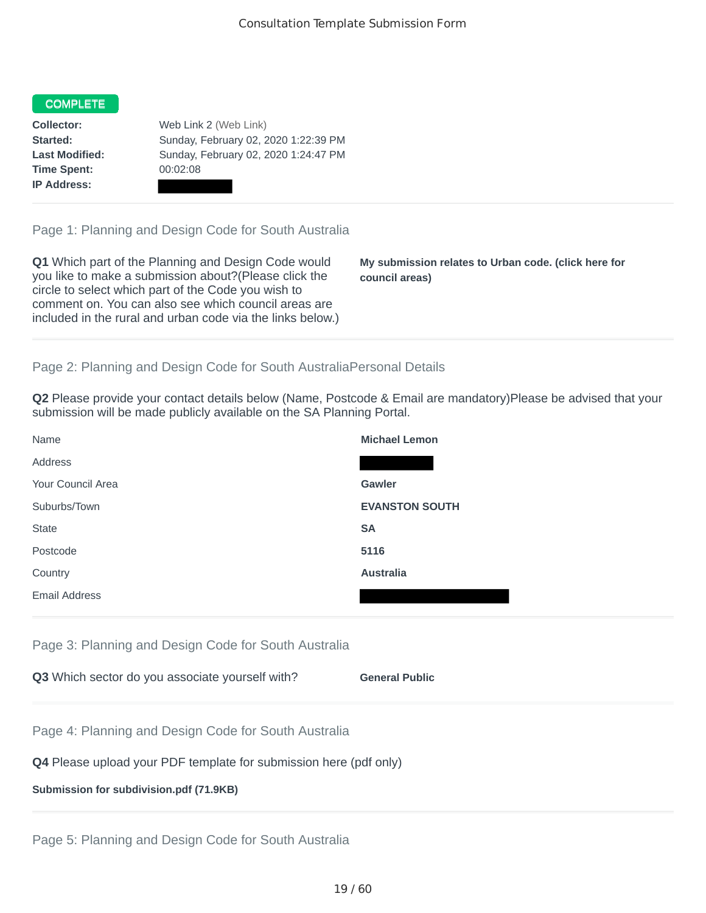# Consultation Template Submission Form

**COMPLETE**

| | |
|---|---|
| **Collector:** | Web Link 2 (Web Link) |
| **Started:** | Sunday, February 02, 2020 1:22:39 PM |
| **Last Modified:** | Sunday, February 02, 2020 1:24:47 PM |
| **Time Spent:** | 00:02:08 |
| **IP Address:** | |

## Page 1: Planning and Design Code for South Australia

**Q1** Which part of the Planning and Design Code would you like to make a submission about?(Please click the circle to select which part of the Code you wish to comment on. You can also see which council areas are included in the rural and urban code via the links below.)

**My submission relates to Urban code. (click here for council areas)**

## Page 2: Planning and Design Code for South AustraliaPersonal Details

**Q2** Please provide your contact details below (Name, Postcode & Email are mandatory)Please be advised that your submission will be made publicly available on the SA Planning Portal.

| | |
|---|---|
| Name | **Michael Lemon** |
| Address | |
| Your Council Area | **Gawler** |
| Suburbs/Town | **EVANSTON SOUTH** |
| State | **SA** |
| Postcode | **5116** |
| Country | **Australia** |
| Email Address | |

## Page 3: Planning and Design Code for South Australia

**Q3** Which sector do you associate yourself with? **General Public**

## Page 4: Planning and Design Code for South Australia

**Q4** Please upload your PDF template for submission here (pdf only)

**Submission for subdivision.pdf (71.9KB)**

## Page 5: Planning and Design Code for South Australia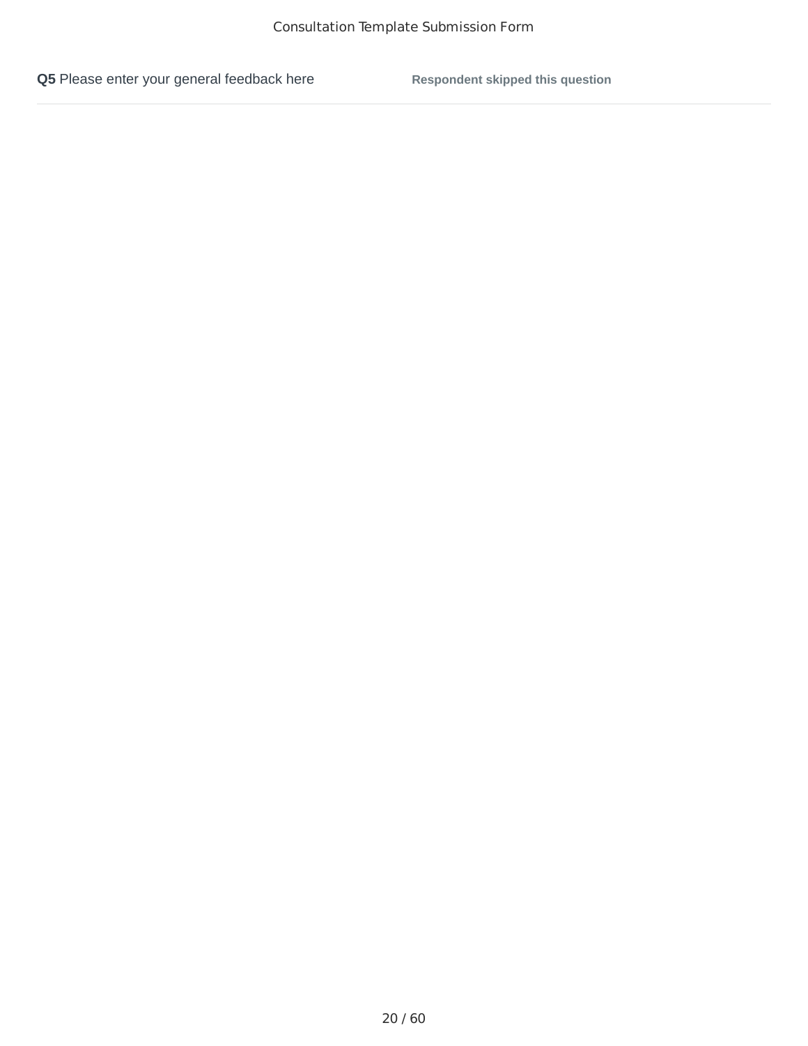**Q5** Please enter your general feedback here **Respondent skipped this question**

---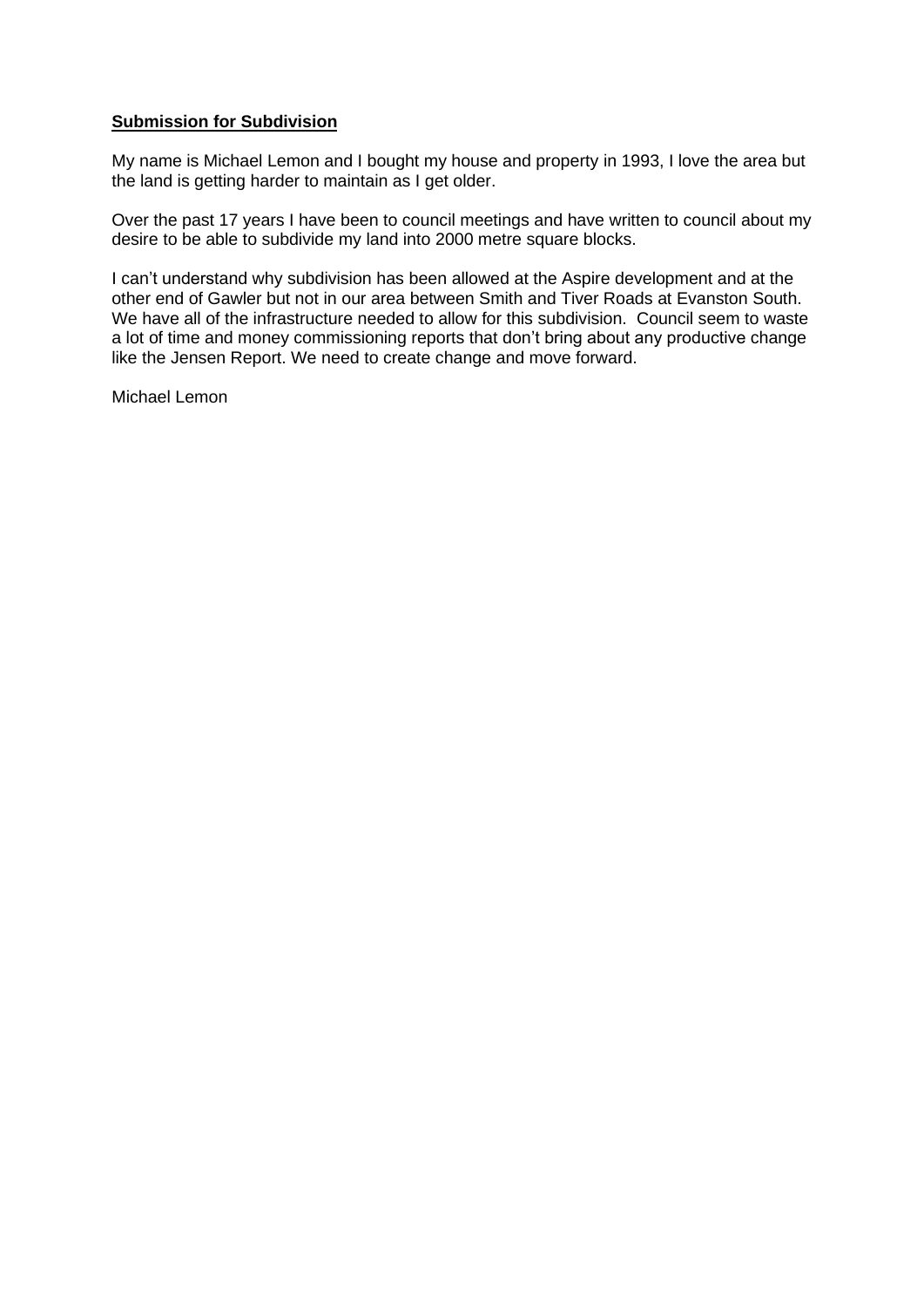**Submission for Subdivision**

My name is Michael Lemon and I bought my house and property in 1993, I love the area but the land is getting harder to maintain as I get older.

Over the past 17 years I have been to council meetings and have written to council about my desire to be able to subdivide my land into 2000 metre square blocks.

I can't understand why subdivision has been allowed at the Aspire development and at the other end of Gawler but not in our area between Smith and Tiver Roads at Evanston South. We have all of the infrastructure needed to allow for this subdivision. Council seem to waste a lot of time and money commissioning reports that don't bring about any productive change like the Jensen Report. We need to create change and move forward.

Michael Lemon